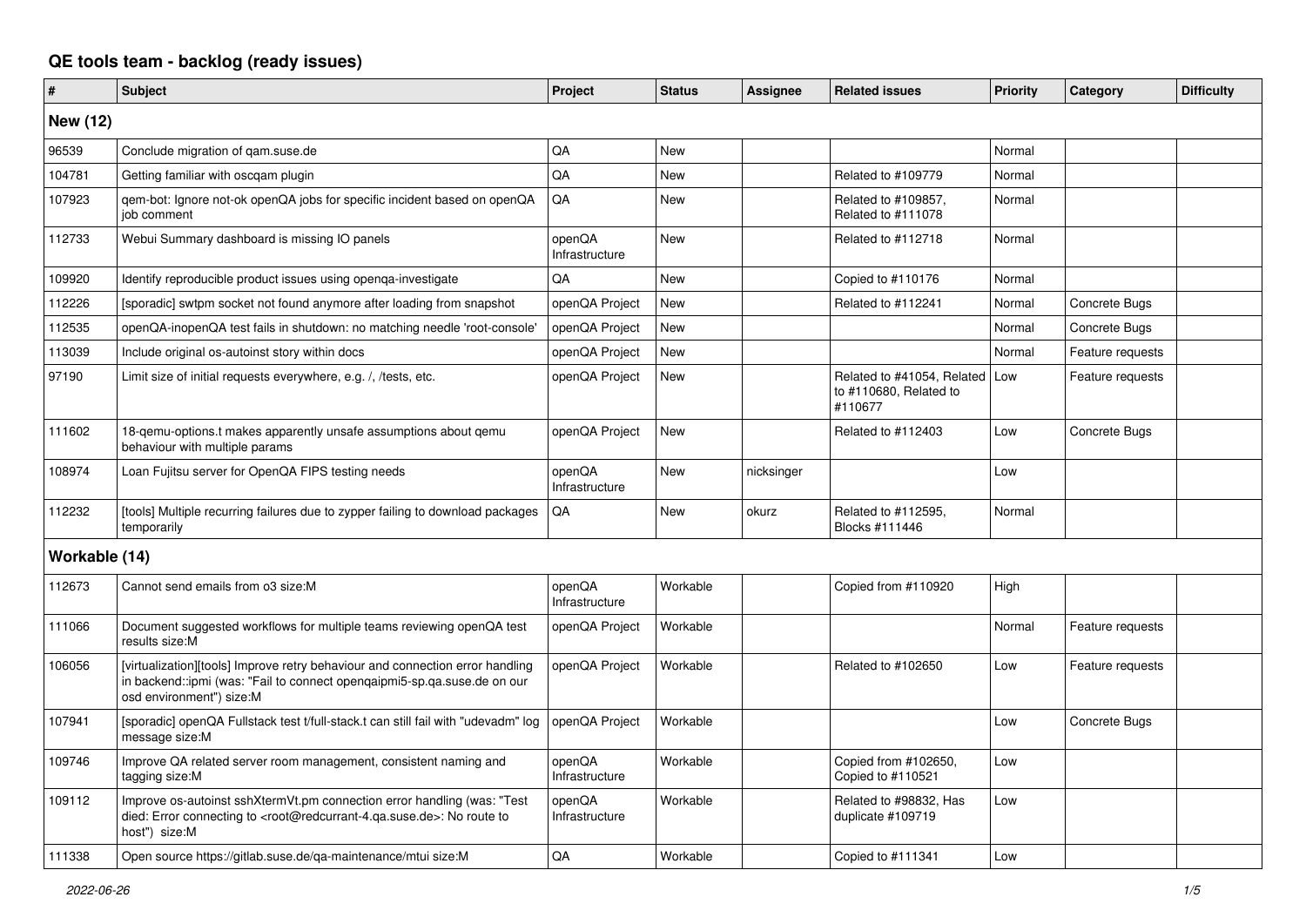# QE tools team - backlog (ready issues)

| # | Subject | Project | Status | Assignee | Related issues | Priority | Category | Difficulty |
|---|---|---|---|---|---|---|---|---|
| **New (12)** | | | | | | | | |
| 96539 | Conclude migration of qam.suse.de | QA | New | | | Normal | | |
| 104781 | Getting familiar with oscqam plugin | QA | New | | Related to #109779 | Normal | | |
| 107923 | qem-bot: Ignore not-ok openQA jobs for specific incident based on openQA job comment | QA | New | | Related to #109857, Related to #111078 | Normal | | |
| 112733 | Webui Summary dashboard is missing IO panels | openQA Infrastructure | New | | Related to #112718 | Normal | | |
| 109920 | Identify reproducible product issues using openqa-investigate | QA | New | | Copied to #110176 | Normal | | |
| 112226 | [sporadic] swtpm socket not found anymore after loading from snapshot | openQA Project | New | | Related to #112241 | Normal | Concrete Bugs | |
| 112535 | openQA-inopenQA test fails in shutdown: no matching needle 'root-console' | openQA Project | New | | | Normal | Concrete Bugs | |
| 113039 | Include original os-autoinst story within docs | openQA Project | New | | | Normal | Feature requests | |
| 97190 | Limit size of initial requests everywhere, e.g. /, /tests, etc. | openQA Project | New | | Related to #41054, Related to #110680, Related to #110677 | Low | Feature requests | |
| 111602 | 18-qemu-options.t makes apparently unsafe assumptions about qemu behaviour with multiple params | openQA Project | New | | Related to #112403 | Low | Concrete Bugs | |
| 108974 | Loan Fujitsu server for OpenQA FIPS testing needs | openQA Infrastructure | New | nicksinger | | Low | | |
| 112232 | [tools] Multiple recurring failures due to zypper failing to download packages temporarily | QA | New | okurz | Related to #112595, Blocks #111446 | Normal | | |
| **Workable (14)** | | | | | | | | |
| 112673 | Cannot send emails from o3 size:M | openQA Infrastructure | Workable | | Copied from #110920 | High | | |
| 111066 | Document suggested workflows for multiple teams reviewing openQA test results size:M | openQA Project | Workable | | | Normal | Feature requests | |
| 106056 | [virtualization][tools] Improve retry behaviour and connection error handling in backend::ipmi (was: "Fail to connect openqaipmi5-sp.qa.suse.de on our osd environment") size:M | openQA Project | Workable | | Related to #102650 | Low | Feature requests | |
| 107941 | [sporadic] openQA Fullstack test t/full-stack.t can still fail with "udevadm" log message size:M | openQA Project | Workable | | | Low | Concrete Bugs | |
| 109746 | Improve QA related server room management, consistent naming and tagging size:M | openQA Infrastructure | Workable | | Copied from #102650, Copied to #110521 | Low | | |
| 109112 | Improve os-autoinst sshXtermVt.pm connection error handling (was: "Test died: Error connecting to <root@redcurrant-4.qa.suse.de>: No route to host") size:M | openQA Infrastructure | Workable | | Related to #98832, Has duplicate #109719 | Low | | |
| 111338 | Open source https://gitlab.suse.de/qa-maintenance/mtui size:M | QA | Workable | | Copied to #111341 | Low | | |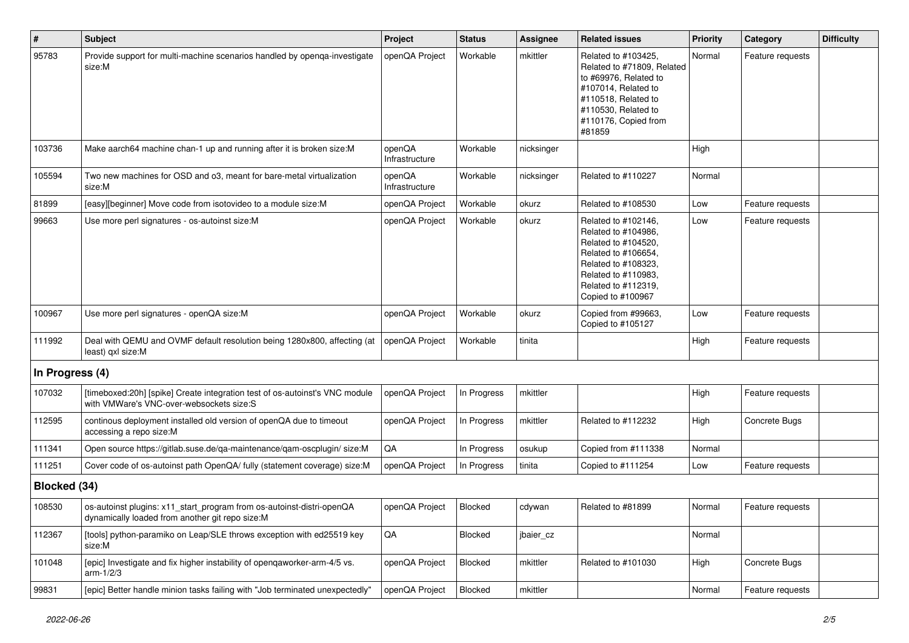| # | Subject | Project | Status | Assignee | Related issues | Priority | Category | Difficulty |
|---|---|---|---|---|---|---|---|---|
| 95783 | Provide support for multi-machine scenarios handled by openqa-investigate size:M | openQA Project | Workable | mkittler | Related to #103425, Related to #71809, Related to #69976, Related to #107014, Related to #110518, Related to #110530, Related to #110176, Copied from #81859 | Normal | Feature requests | |
| 103736 | Make aarch64 machine chan-1 up and running after it is broken size:M | openQA Infrastructure | Workable | nicksinger | | High | | |
| 105594 | Two new machines for OSD and o3, meant for bare-metal virtualization size:M | openQA Infrastructure | Workable | nicksinger | Related to #110227 | Normal | | |
| 81899 | [easy][beginner] Move code from isotovideo to a module size:M | openQA Project | Workable | okurz | Related to #108530 | Low | Feature requests | |
| 99663 | Use more perl signatures - os-autoinst size:M | openQA Project | Workable | okurz | Related to #102146, Related to #104986, Related to #104520, Related to #106654, Related to #108323, Related to #110983, Related to #112319, Copied to #100967 | Low | Feature requests | |
| 100967 | Use more perl signatures - openQA size:M | openQA Project | Workable | okurz | Copied from #99663, Copied to #105127 | Low | Feature requests | |
| 111992 | Deal with QEMU and OVMF default resolution being 1280x800, affecting (at least) qxl size:M | openQA Project | Workable | tinita | | High | Feature requests | |
| **In Progress (4)** | | | | | | | | |
| 107032 | [timeboxed:20h] [spike] Create integration test of os-autoinst's VNC module with VMWare's VNC-over-websockets size:S | openQA Project | In Progress | mkittler | | High | Feature requests | |
| 112595 | continous deployment installed old version of openQA due to timeout accessing a repo size:M | openQA Project | In Progress | mkittler | Related to #112232 | High | Concrete Bugs | |
| 111341 | Open source https://gitlab.suse.de/qa-maintenance/qam-oscplugin/ size:M | QA | In Progress | osukup | Copied from #111338 | Normal | | |
| 111251 | Cover code of os-autoinst path OpenQA/ fully (statement coverage) size:M | openQA Project | In Progress | tinita | Copied to #111254 | Low | Feature requests | |
| **Blocked (34)** | | | | | | | | |
| 108530 | os-autoinst plugins: x11_start_program from os-autoinst-distri-openQA dynamically loaded from another git repo size:M | openQA Project | Blocked | cdywan | Related to #81899 | Normal | Feature requests | |
| 112367 | [tools] python-paramiko on Leap/SLE throws exception with ed25519 key size:M | QA | Blocked | jbaier_cz | | Normal | | |
| 101048 | [epic] Investigate and fix higher instability of openqaworker-arm-4/5 vs. arm-1/2/3 | openQA Project | Blocked | mkittler | Related to #101030 | High | Concrete Bugs | |
| 99831 | [epic] Better handle minion tasks failing with "Job terminated unexpectedly" | openQA Project | Blocked | mkittler | | Normal | Feature requests | |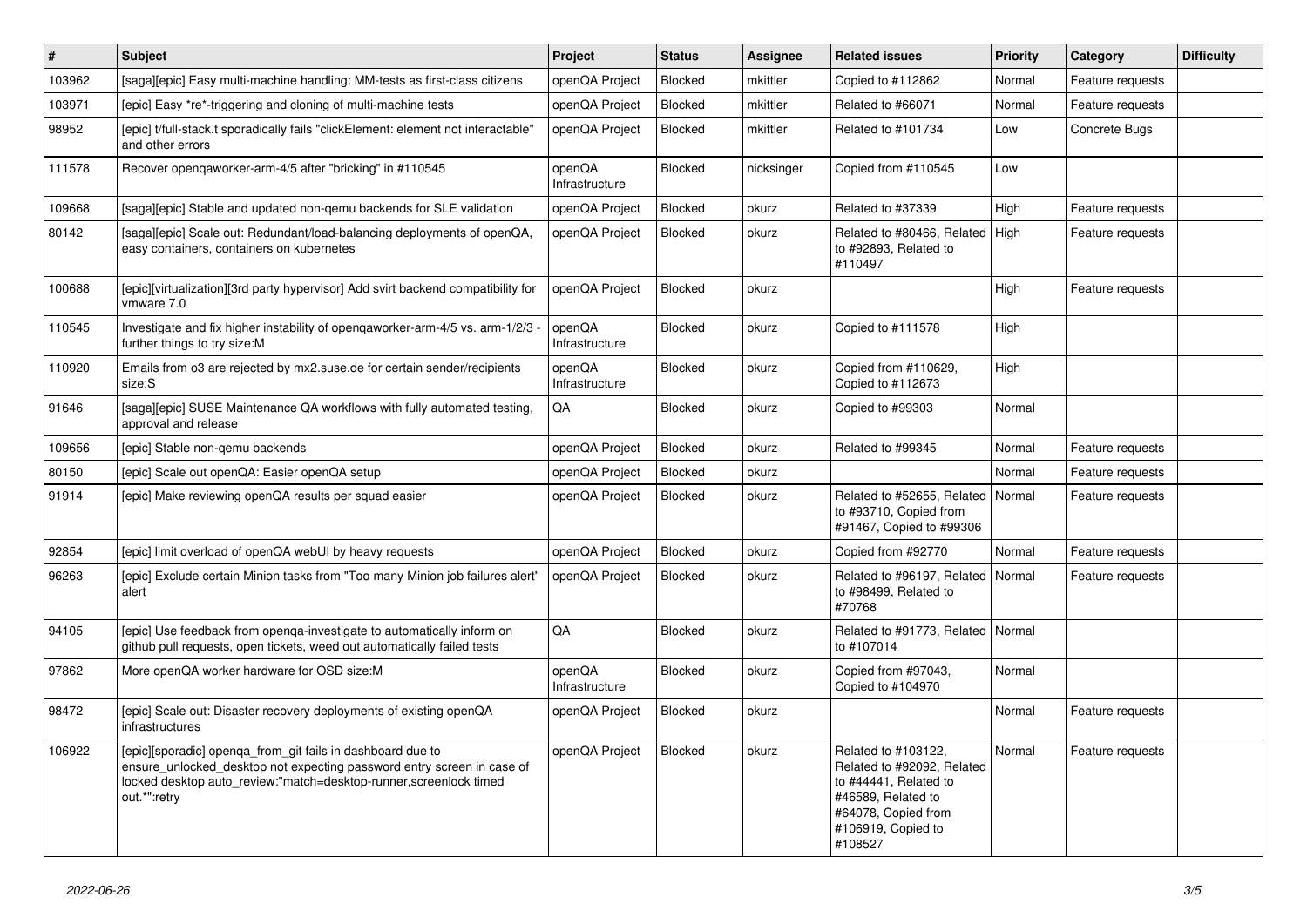| # | Subject | Project | Status | Assignee | Related issues | Priority | Category | Difficulty |
|---|---|---|---|---|---|---|---|---|
| 103962 | [saga][epic] Easy multi-machine handling: MM-tests as first-class citizens | openQA Project | Blocked | mkittler | Copied to #112862 | Normal | Feature requests | |
| 103971 | [epic] Easy *re*-triggering and cloning of multi-machine tests | openQA Project | Blocked | mkittler | Related to #66071 | Normal | Feature requests | |
| 98952 | [epic] t/full-stack.t sporadically fails "clickElement: element not interactable" and other errors | openQA Project | Blocked | mkittler | Related to #101734 | Low | Concrete Bugs | |
| 111578 | Recover openqaworker-arm-4/5 after "bricking" in #110545 | openQA Infrastructure | Blocked | nicksinger | Copied from #110545 | Low | | |
| 109668 | [saga][epic] Stable and updated non-qemu backends for SLE validation | openQA Project | Blocked | okurz | Related to #37339 | High | Feature requests | |
| 80142 | [saga][epic] Scale out: Redundant/load-balancing deployments of openQA, easy containers, containers on kubernetes | openQA Project | Blocked | okurz | Related to #80466, Related to #92893, Related to #110497 | High | Feature requests | |
| 100688 | [epic][virtualization][3rd party hypervisor] Add svirt backend compatibility for vmware 7.0 | openQA Project | Blocked | okurz | | High | Feature requests | |
| 110545 | Investigate and fix higher instability of openqaworker-arm-4/5 vs. arm-1/2/3 - further things to try size:M | openQA Infrastructure | Blocked | okurz | Copied to #111578 | High | | |
| 110920 | Emails from o3 are rejected by mx2.suse.de for certain sender/recipients size:S | openQA Infrastructure | Blocked | okurz | Copied from #110629, Copied to #112673 | High | | |
| 91646 | [saga][epic] SUSE Maintenance QA workflows with fully automated testing, approval and release | QA | Blocked | okurz | Copied to #99303 | Normal | | |
| 109656 | [epic] Stable non-qemu backends | openQA Project | Blocked | okurz | Related to #99345 | Normal | Feature requests | |
| 80150 | [epic] Scale out openQA: Easier openQA setup | openQA Project | Blocked | okurz | | Normal | Feature requests | |
| 91914 | [epic] Make reviewing openQA results per squad easier | openQA Project | Blocked | okurz | Related to #52655, Related to #93710, Copied from #91467, Copied to #99306 | Normal | Feature requests | |
| 92854 | [epic] limit overload of openQA webUI by heavy requests | openQA Project | Blocked | okurz | Copied from #92770 | Normal | Feature requests | |
| 96263 | [epic] Exclude certain Minion tasks from "Too many Minion job failures alert" alert | openQA Project | Blocked | okurz | Related to #96197, Related to #98499, Related to #70768 | Normal | Feature requests | |
| 94105 | [epic] Use feedback from openqa-investigate to automatically inform on github pull requests, open tickets, weed out automatically failed tests | QA | Blocked | okurz | Related to #91773, Related to #107014 | Normal | | |
| 97862 | More openQA worker hardware for OSD size:M | openQA Infrastructure | Blocked | okurz | Copied from #97043, Copied to #104970 | Normal | | |
| 98472 | [epic] Scale out: Disaster recovery deployments of existing openQA infrastructures | openQA Project | Blocked | okurz | | Normal | Feature requests | |
| 106922 | [epic][sporadic] openqa_from_git fails in dashboard due to ensure_unlocked_desktop not expecting password entry screen in case of locked desktop auto_review:"match=desktop-runner,screenlock timed out.*":retry | openQA Project | Blocked | okurz | Related to #103122, Related to #92092, Related to #44441, Related to #46589, Related to #64078, Copied from #106919, Copied to #108527 | Normal | Feature requests | |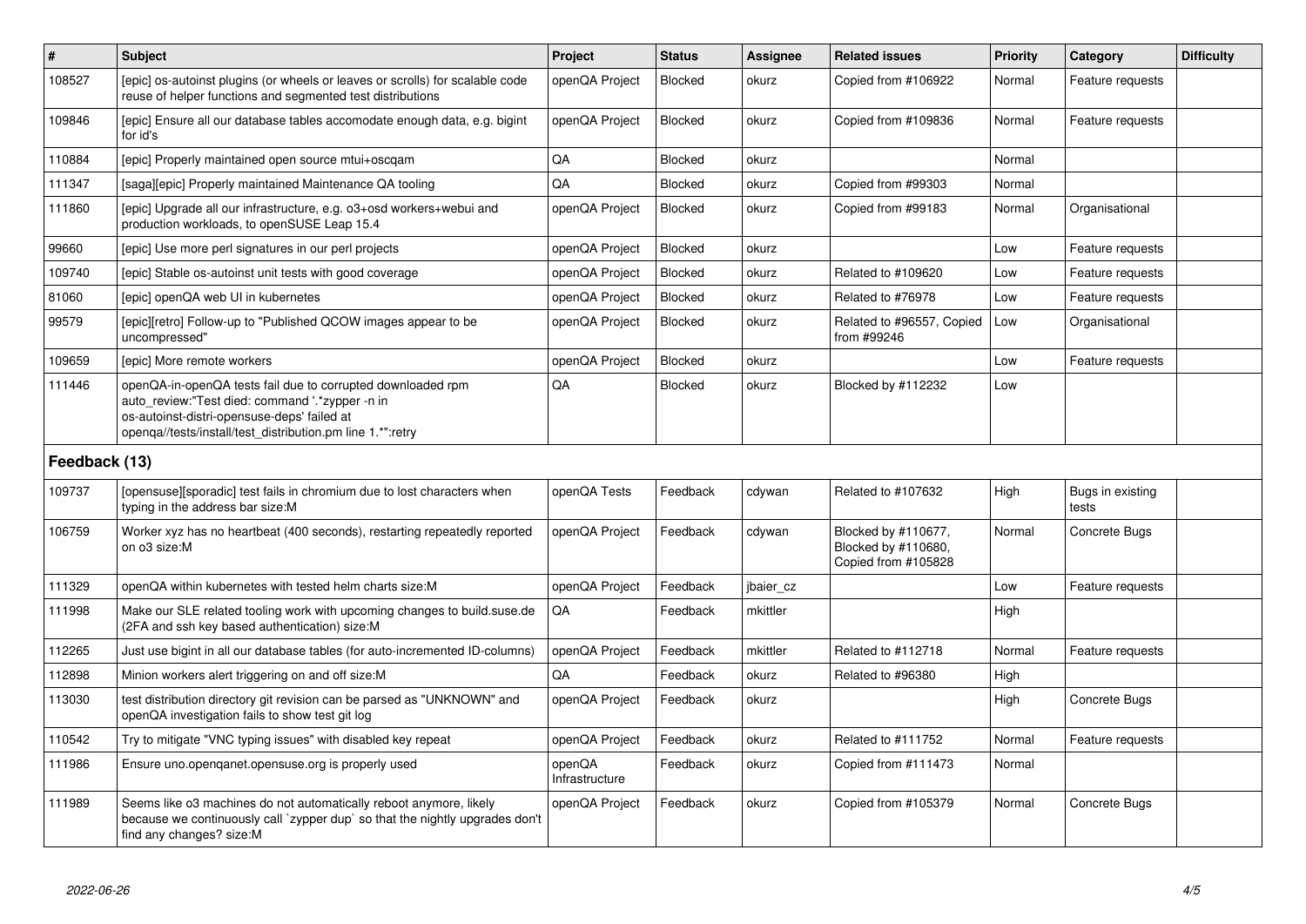| # | Subject | Project | Status | Assignee | Related issues | Priority | Category | Difficulty |
|---|---|---|---|---|---|---|---|---|
| 108527 | [epic] os-autoinst plugins (or wheels or leaves or scrolls) for scalable code reuse of helper functions and segmented test distributions | openQA Project | Blocked | okurz | Copied from #106922 | Normal | Feature requests | |
| 109846 | [epic] Ensure all our database tables accomodate enough data, e.g. bigint for id's | openQA Project | Blocked | okurz | Copied from #109836 | Normal | Feature requests | |
| 110884 | [epic] Properly maintained open source mtui+oscqam | QA | Blocked | okurz | | Normal | | |
| 111347 | [saga][epic] Properly maintained Maintenance QA tooling | QA | Blocked | okurz | Copied from #99303 | Normal | | |
| 111860 | [epic] Upgrade all our infrastructure, e.g. o3+osd workers+webui and production workloads, to openSUSE Leap 15.4 | openQA Project | Blocked | okurz | Copied from #99183 | Normal | Organisational | |
| 99660 | [epic] Use more perl signatures in our perl projects | openQA Project | Blocked | okurz | | Low | Feature requests | |
| 109740 | [epic] Stable os-autoinst unit tests with good coverage | openQA Project | Blocked | okurz | Related to #109620 | Low | Feature requests | |
| 81060 | [epic] openQA web UI in kubernetes | openQA Project | Blocked | okurz | Related to #76978 | Low | Feature requests | |
| 99579 | [epic][retro] Follow-up to "Published QCOW images appear to be uncompressed" | openQA Project | Blocked | okurz | Related to #96557, Copied from #99246 | Low | Organisational | |
| 109659 | [epic] More remote workers | openQA Project | Blocked | okurz | | Low | Feature requests | |
| 111446 | openQA-in-openQA tests fail due to corrupted downloaded rpm auto_review:"Test died: command '.*zypper -n in os-autoinst-distri-opensuse-deps' failed at openqa//tests/install/test_distribution.pm line 1.*":retry | QA | Blocked | okurz | Blocked by #112232 | Low | | |

## Feedback (13)

| # | Subject | Project | Status | Assignee | Related issues | Priority | Category | Difficulty |
|---|---|---|---|---|---|---|---|---|
| 109737 | [opensuse][sporadic] test fails in chromium due to lost characters when typing in the address bar size:M | openQA Tests | Feedback | cdywan | Related to #107632 | High | Bugs in existing tests | |
| 106759 | Worker xyz has no heartbeat (400 seconds), restarting repeatedly reported on o3 size:M | openQA Project | Feedback | cdywan | Blocked by #110677, Blocked by #110680, Copied from #105828 | Normal | Concrete Bugs | |
| 111329 | openQA within kubernetes with tested helm charts size:M | openQA Project | Feedback | jbaier_cz | | Low | Feature requests | |
| 111998 | Make our SLE related tooling work with upcoming changes to build.suse.de (2FA and ssh key based authentication) size:M | QA | Feedback | mkittler | | High | | |
| 112265 | Just use bigint in all our database tables (for auto-incremented ID-columns) | openQA Project | Feedback | mkittler | Related to #112718 | Normal | Feature requests | |
| 112898 | Minion workers alert triggering on and off size:M | QA | Feedback | okurz | Related to #96380 | High | | |
| 113030 | test distribution directory git revision can be parsed as "UNKNOWN" and openQA investigation fails to show test git log | openQA Project | Feedback | okurz | | High | Concrete Bugs | |
| 110542 | Try to mitigate "VNC typing issues" with disabled key repeat | openQA Project | Feedback | okurz | Related to #111752 | Normal | Feature requests | |
| 111986 | Ensure uno.openqanet.opensuse.org is properly used | openQA Infrastructure | Feedback | okurz | Copied from #111473 | Normal | | |
| 111989 | Seems like o3 machines do not automatically reboot anymore, likely because we continuously call `zypper dup` so that the nightly upgrades don't find any changes? size:M | openQA Project | Feedback | okurz | Copied from #105379 | Normal | Concrete Bugs | |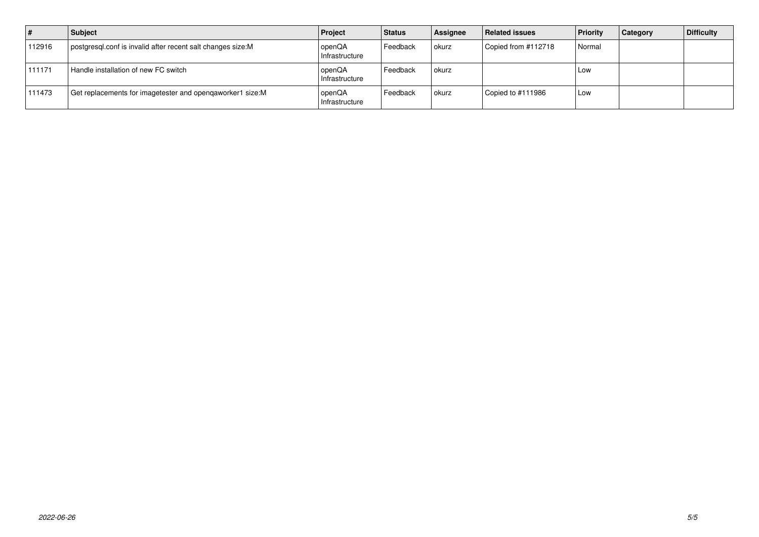| # | Subject | Project | Status | Assignee | Related issues | Priority | Category | Difficulty |
|---|---|---|---|---|---|---|---|---|
| 112916 | postgresql.conf is invalid after recent salt changes size:M | openQA Infrastructure | Feedback | okurz | Copied from #112718 | Normal | | |
| 111171 | Handle installation of new FC switch | openQA Infrastructure | Feedback | okurz | | Low | | |
| 111473 | Get replacements for imagetester and openqaworker1 size:M | openQA Infrastructure | Feedback | okurz | Copied to #111986 | Low | | |